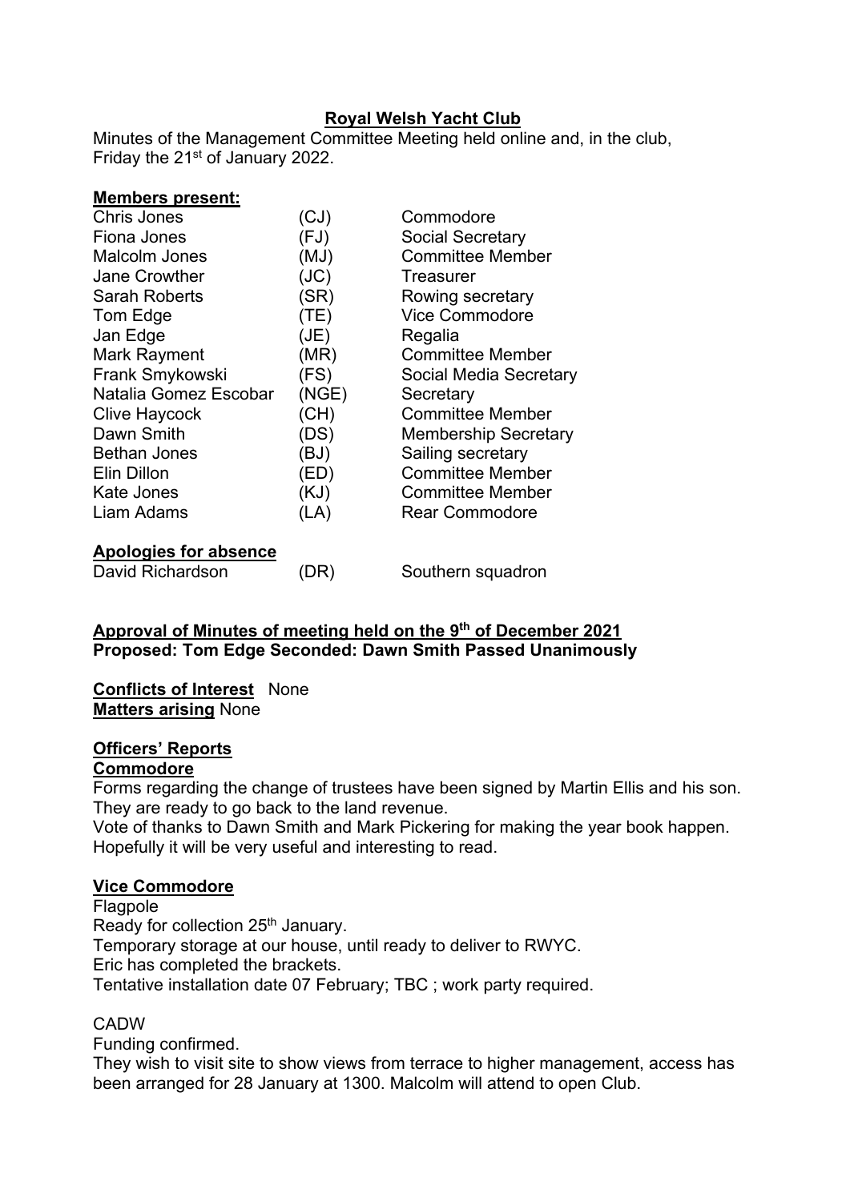# Royal Welsh Yacht Club

Minutes of the Management Committee Meeting held online and, in the club, Friday the 21st of January 2022.

**Members present:**

| | | |
|---|---|---|
| Chris Jones | (CJ) | Commodore |
| Fiona Jones | (FJ) | Social Secretary |
| Malcolm Jones | (MJ) | Committee Member |
| Jane Crowther | (JC) | Treasurer |
| Sarah Roberts | (SR) | Rowing secretary |
| Tom Edge | (TE) | Vice Commodore |
| Jan Edge | (JE) | Regalia |
| Mark Rayment | (MR) | Committee Member |
| Frank Smykowski | (FS) | Social Media Secretary |
| Natalia Gomez Escobar | (NGE) | Secretary |
| Clive Haycock | (CH) | Committee Member |
| Dawn Smith | (DS) | Membership Secretary |
| Bethan Jones | (BJ) | Sailing secretary |
| Elin Dillon | (ED) | Committee Member |
| Kate Jones | (KJ) | Committee Member |
| Liam Adams | (LA) | Rear Commodore |

**Apologies for absence**

| | | |
|---|---|---|
| David Richardson | (DR) | Southern squadron |

**Approval of Minutes of meeting held on the 9th of December 2021**
**Proposed: Tom Edge Seconded: Dawn Smith Passed Unanimously**

**Conflicts of Interest** None
**Matters arising** None

## Officers' Reports

### Commodore

Forms regarding the change of trustees have been signed by Martin Ellis and his son. They are ready to go back to the land revenue.

Vote of thanks to Dawn Smith and Mark Pickering for making the year book happen. Hopefully it will be very useful and interesting to read.

### Vice Commodore

Flagpole

Ready for collection 25th January.

Temporary storage at our house, until ready to deliver to RWYC.

Eric has completed the brackets.

Tentative installation date 07 February; TBC ; work party required.

CADW

Funding confirmed.

They wish to visit site to show views from terrace to higher management, access has been arranged for 28 January at 1300. Malcolm will attend to open Club.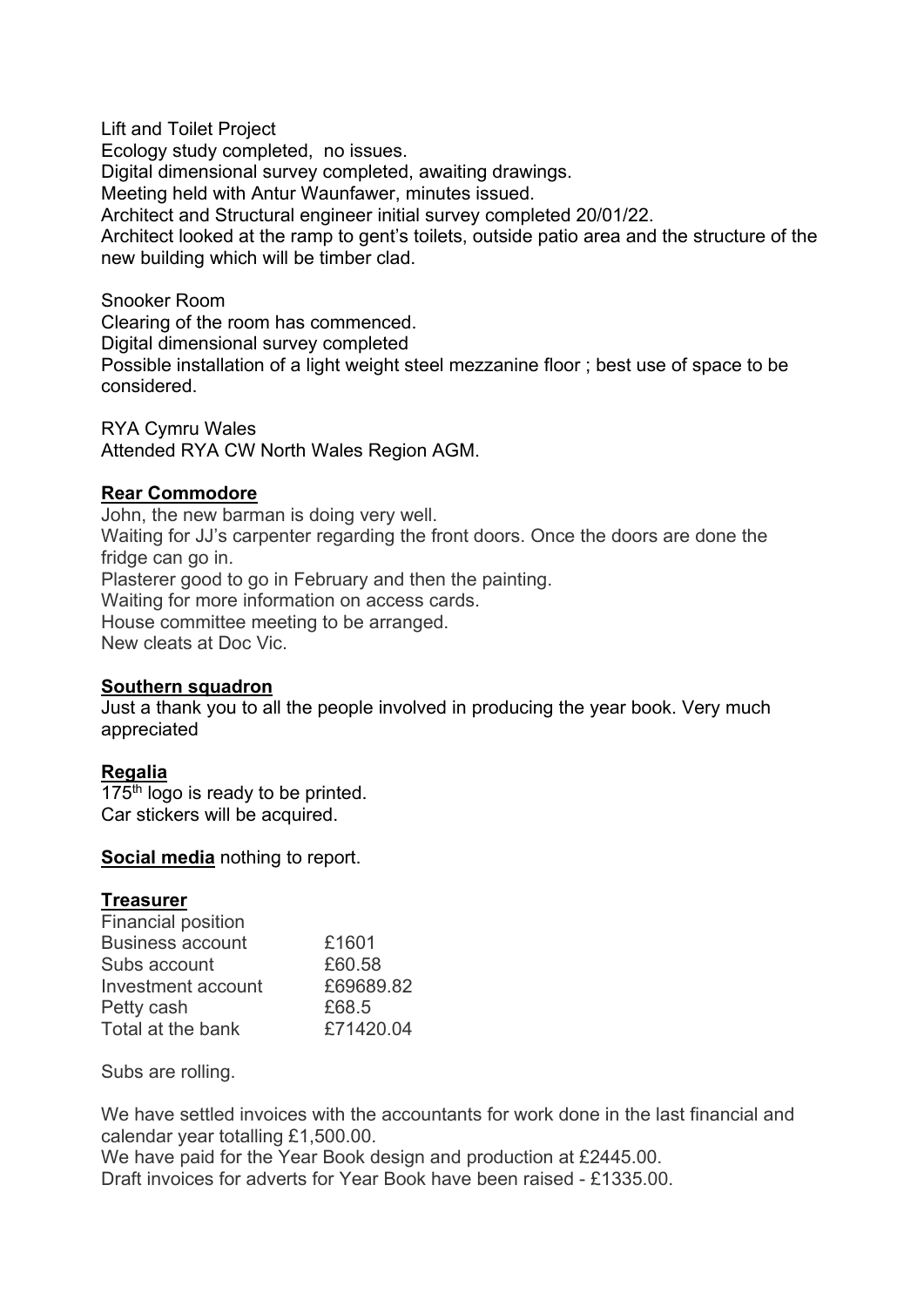Lift and Toilet Project
Ecology study completed,  no issues.
Digital dimensional survey completed, awaiting drawings.
Meeting held with Antur Waunfawer, minutes issued.
Architect and Structural engineer initial survey completed 20/01/22.
Architect looked at the ramp to gent's toilets, outside patio area and the structure of the new building which will be timber clad.

Snooker Room
Clearing of the room has commenced.
Digital dimensional survey completed
Possible installation of a light weight steel mezzanine floor ; best use of space to be considered.

RYA Cymru Wales
Attended RYA CW North Wales Region AGM.

**Rear Commodore**

John, the new barman is doing very well.
Waiting for JJ's carpenter regarding the front doors. Once the doors are done the fridge can go in.
Plasterer good to go in February and then the painting.
Waiting for more information on access cards.
House committee meeting to be arranged.
New cleats at Doc Vic.

**Southern squadron**

Just a thank you to all the people involved in producing the year book. Very much appreciated

**Regalia**

175th logo is ready to be printed.
Car stickers will be acquired.

**Social media** nothing to report.

**Treasurer**

| Financial position | |
|---|---|
| Business account | £1601 |
| Subs account | £60.58 |
| Investment account | £69689.82 |
| Petty cash | £68.5 |
| Total at the bank | £71420.04 |

Subs are rolling.

We have settled invoices with the accountants for work done in the last financial and calendar year totalling £1,500.00.
We have paid for the Year Book design and production at £2445.00.
Draft invoices for adverts for Year Book have been raised - £1335.00.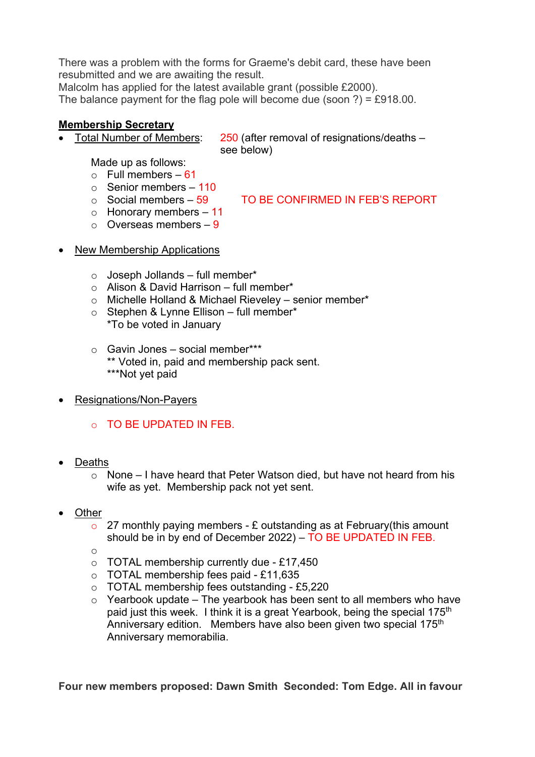There was a problem with the forms for Graeme's debit card, these have been resubmitted and we are awaiting the result.
Malcolm has applied for the latest available grant (possible £2000).
The balance payment for the flag pole will become due (soon ?) = £918.00.

**Membership Secretary**

- Total Number of Members: 250 (after removal of resignations/deaths – see below)

  Made up as follows:
  - Full members – 61
  - Senior members – 110
  - Social members – 59 TO BE CONFIRMED IN FEB'S REPORT
  - Honorary members – 11
  - Overseas members – 9

- New Membership Applications

  - Joseph Jollands – full member*
  - Alison & David Harrison – full member*
  - Michelle Holland & Michael Rieveley – senior member*
  - Stephen & Lynne Ellison – full member*
    *To be voted in January

  - Gavin Jones – social member***
    ** Voted in, paid and membership pack sent.
    ***Not yet paid

- Resignations/Non-Payers

  - TO BE UPDATED IN FEB.

- Deaths
  - None – I have heard that Peter Watson died, but have not heard from his wife as yet. Membership pack not yet sent.

- Other
  - 27 monthly paying members - £ outstanding as at February(this amount should be in by end of December 2022) – TO BE UPDATED IN FEB.
  -
  - TOTAL membership currently due - £17,450
  - TOTAL membership fees paid - £11,635
  - TOTAL membership fees outstanding - £5,220
  - Yearbook update – The yearbook has been sent to all members who have paid just this week. I think it is a great Yearbook, being the special 175th Anniversary edition. Members have also been given two special 175th Anniversary memorabilia.

**Four new members proposed: Dawn Smith Seconded: Tom Edge. All in favour**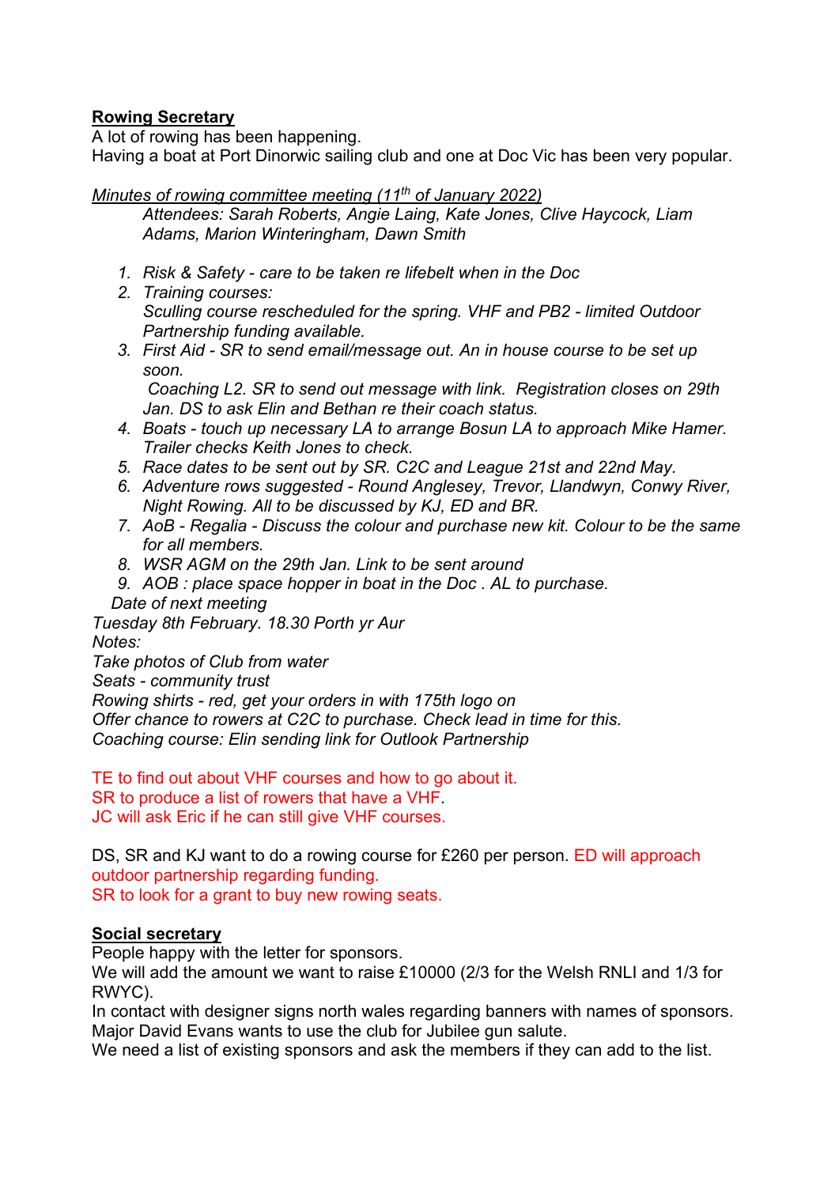**Rowing Secretary**
A lot of rowing has been happening.
Having a boat at Port Dinorwic sailing club and one at Doc Vic has been very popular.

*Minutes of rowing committee meeting (11th of January 2022)*

*Attendees: Sarah Roberts, Angie Laing, Kate Jones, Clive Haycock, Liam Adams, Marion Winteringham, Dawn Smith*

1. *Risk & Safety - care to be taken re lifebelt when in the Doc*
2. *Training courses:*
   *Sculling course rescheduled for the spring. VHF and PB2 - limited Outdoor Partnership funding available.*
3. *First Aid - SR to send email/message out. An in house course to be set up soon.*
   *Coaching L2. SR to send out message with link. Registration closes on 29th Jan. DS to ask Elin and Bethan re their coach status.*
4. *Boats - touch up necessary LA to arrange Bosun LA to approach Mike Hamer. Trailer checks Keith Jones to check.*
5. *Race dates to be sent out by SR. C2C and League 21st and 22nd May.*
6. *Adventure rows suggested - Round Anglesey, Trevor, Llandwyn, Conwy River, Night Rowing. All to be discussed by KJ, ED and BR.*
7. *AoB - Regalia - Discuss the colour and purchase new kit. Colour to be the same for all members.*
8. *WSR AGM on the 29th Jan. Link to be sent around*
9. *AOB : place space hopper in boat in the Doc . AL to purchase.*

*Date of next meeting*
*Tuesday 8th February. 18.30 Porth yr Aur*
*Notes:*
*Take photos of Club from water*
*Seats - community trust*
*Rowing shirts - red, get your orders in with 175th logo on*
*Offer chance to rowers at C2C to purchase. Check lead in time for this.*
*Coaching course: Elin sending link for Outlook Partnership*

TE to find out about VHF courses and how to go about it.
SR to produce a list of rowers that have a VHF.
JC will ask Eric if he can still give VHF courses.

DS, SR and KJ want to do a rowing course for £260 per person. ED will approach outdoor partnership regarding funding.
SR to look for a grant to buy new rowing seats.

**Social secretary**
People happy with the letter for sponsors.
We will add the amount we want to raise £10000 (2/3 for the Welsh RNLI and 1/3 for RWYC).
In contact with designer signs north wales regarding banners with names of sponsors.
Major David Evans wants to use the club for Jubilee gun salute.
We need a list of existing sponsors and ask the members if they can add to the list.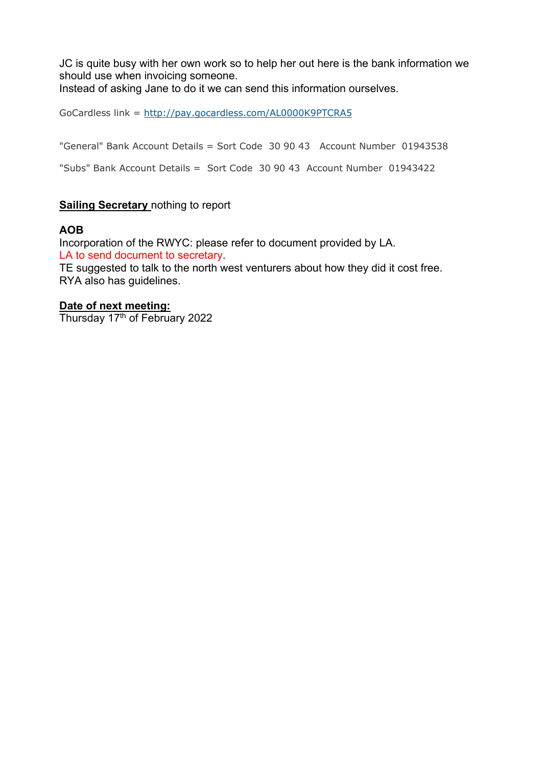JC is quite busy with her own work so to help her out here is the bank information we should use when invoicing someone.
Instead of asking Jane to do it we can send this information ourselves.

GoCardless link = [http://pay.gocardless.com/AL0000K9PTCRA5](http://pay.gocardless.com/AL0000K9PTCRA5)

"General" Bank Account Details = Sort Code 30 90 43 Account Number 01943538

"Subs" Bank Account Details = Sort Code 30 90 43 Account Number 01943422

**Sailing Secretary** nothing to report

**AOB**
Incorporation of the RWYC: please refer to document provided by LA.
LA to send document to secretary.
TE suggested to talk to the north west venturers about how they did it cost free.
RYA also has guidelines.

**Date of next meeting:**
Thursday 17th of February 2022